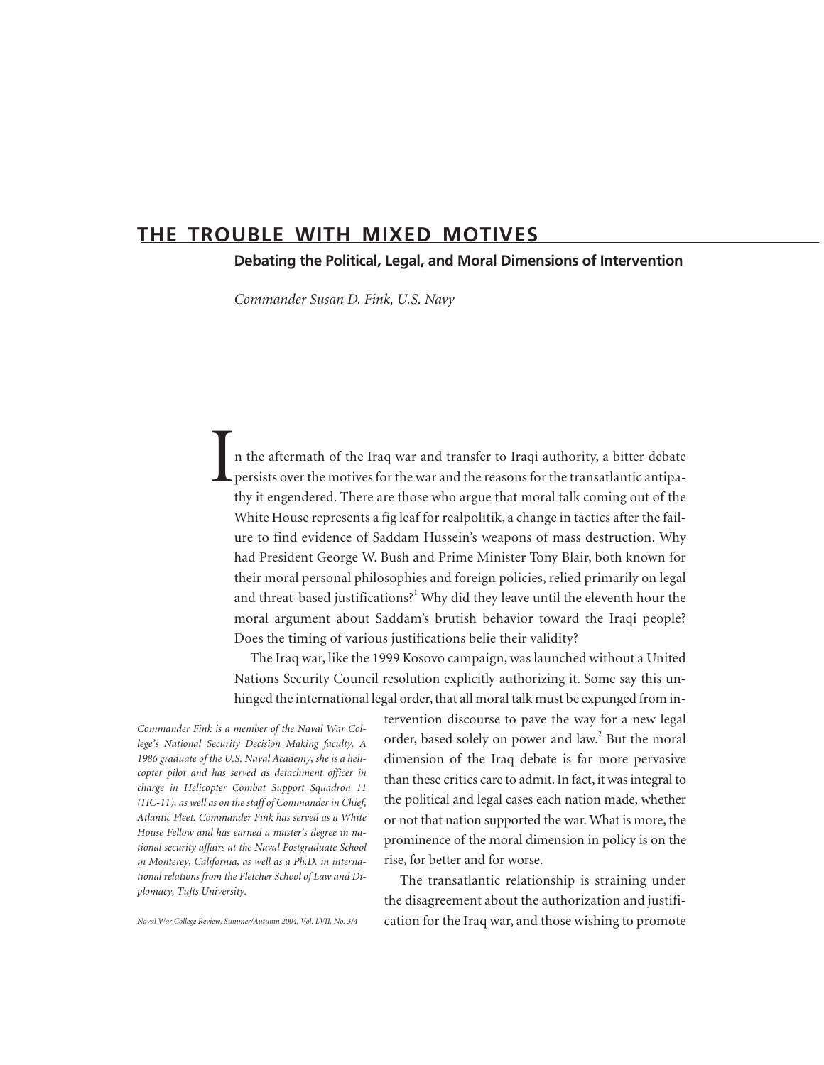# THE TROUBLE WITH MIXED MOTIVES

## Debating the Political, Legal, and Moral Dimensions of Intervention

*Commander Susan D. Fink, U.S. Navy*

In the aftermath of the Iraq war and transfer to Iraqi authority, a bitter debate persists over the motives for the war and the reasons for the transatlantic antipathy it engendered. There are those who argue that moral talk coming out of the White House represents a fig leaf for realpolitik, a change in tactics after the failure to find evidence of Saddam Hussein's weapons of mass destruction. Why had President George W. Bush and Prime Minister Tony Blair, both known for their moral personal philosophies and foreign policies, relied primarily on legal and threat-based justifications?[1] Why did they leave until the eleventh hour the moral argument about Saddam's brutish behavior toward the Iraqi people? Does the timing of various justifications belie their validity?

The Iraq war, like the 1999 Kosovo campaign, was launched without a United Nations Security Council resolution explicitly authorizing it. Some say this unhinged the international legal order, that all moral talk must be expunged from intervention discourse to pave the way for a new legal order, based solely on power and law.[2] But the moral dimension of the Iraq debate is far more pervasive than these critics care to admit. In fact, it was integral to the political and legal cases each nation made, whether or not that nation supported the war. What is more, the prominence of the moral dimension in policy is on the rise, for better and for worse.

The transatlantic relationship is straining under the disagreement about the authorization and justification for the Iraq war, and those wishing to promote

*Commander Fink is a member of the Naval War College's National Security Decision Making faculty. A 1986 graduate of the U.S. Naval Academy, she is a helicopter pilot and has served as detachment officer in charge in Helicopter Combat Support Squadron 11 (HC-11), as well as on the staff of Commander in Chief, Atlantic Fleet. Commander Fink has served as a White House Fellow and has earned a master's degree in national security affairs at the Naval Postgraduate School in Monterey, California, as well as a Ph.D. in international relations from the Fletcher School of Law and Diplomacy, Tufts University.*

*Naval War College Review, Summer/Autumn 2004, Vol. LVII, No. 3/4*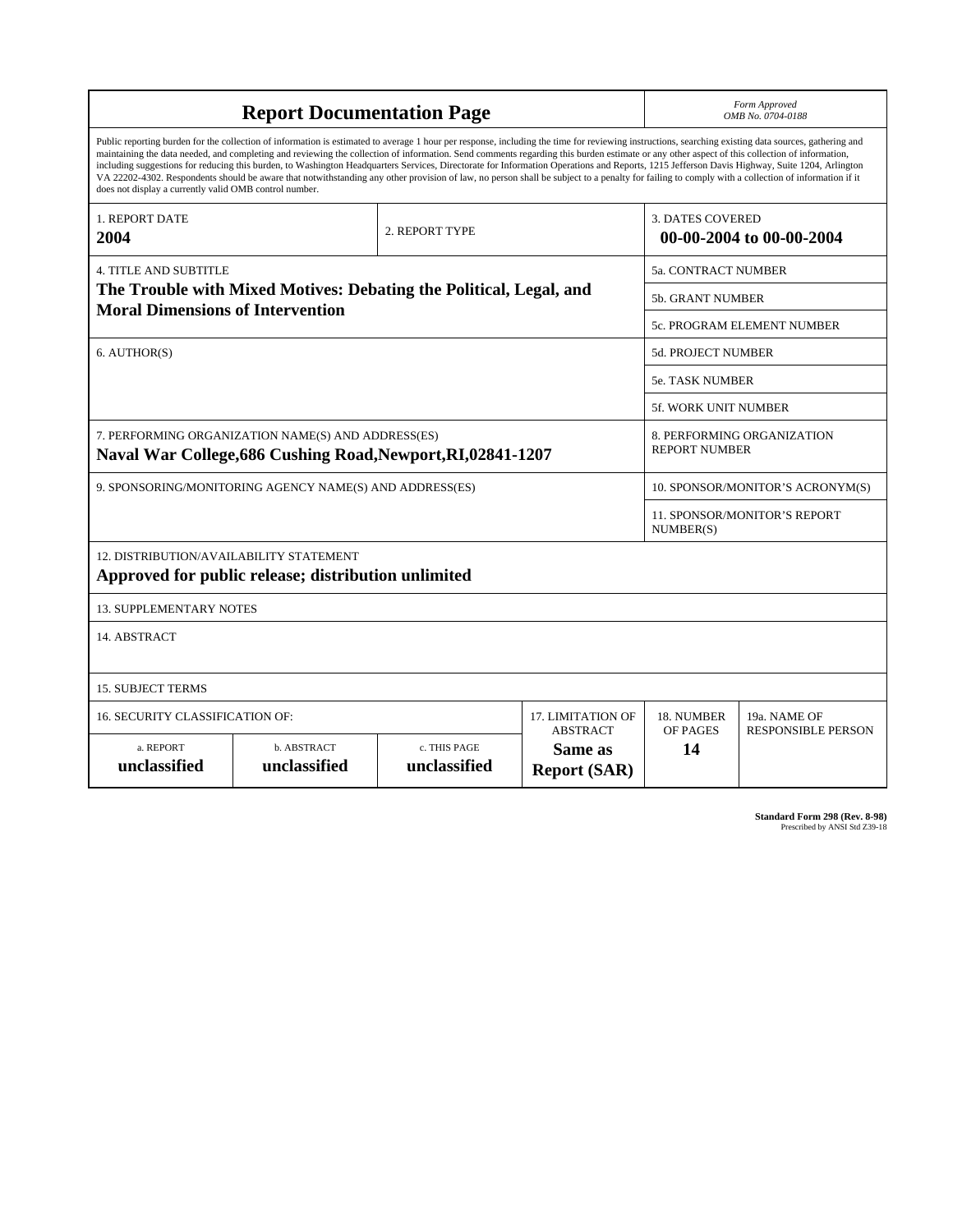# Report Documentation Page

*Form Approved*
*OMB No. 0704-0188*

Public reporting burden for the collection of information is estimated to average 1 hour per response, including the time for reviewing instructions, searching existing data sources, gathering and maintaining the data needed, and completing and reviewing the collection of information. Send comments regarding this burden estimate or any other aspect of this collection of information, including suggestions for reducing this burden, to Washington Headquarters Services, Directorate for Information Operations and Reports, 1215 Jefferson Davis Highway, Suite 1204, Arlington VA 22202-4302. Respondents should be aware that notwithstanding any other provision of law, no person shall be subject to a penalty for failing to comply with a collection of information if it does not display a currently valid OMB control number.

| | | |
|---|---|---|
| 1. REPORT DATE<br>**2004** | 2. REPORT TYPE | 3. DATES COVERED<br>**00-00-2004 to 00-00-2004** |

| | |
|---|---|
| 4. TITLE AND SUBTITLE<br>**The Trouble with Mixed Motives: Debating the Political, Legal, and Moral Dimensions of Intervention** | 5a. CONTRACT NUMBER |
| | 5b. GRANT NUMBER |
| | 5c. PROGRAM ELEMENT NUMBER |
| 6. AUTHOR(S) | 5d. PROJECT NUMBER |
| | 5e. TASK NUMBER |
| | 5f. WORK UNIT NUMBER |
| 7. PERFORMING ORGANIZATION NAME(S) AND ADDRESS(ES)<br>**Naval War College,686 Cushing Road,Newport,RI,02841-1207** | 8. PERFORMING ORGANIZATION REPORT NUMBER |
| 9. SPONSORING/MONITORING AGENCY NAME(S) AND ADDRESS(ES) | 10. SPONSOR/MONITOR'S ACRONYM(S) |
| | 11. SPONSOR/MONITOR'S REPORT NUMBER(S) |

12. DISTRIBUTION/AVAILABILITY STATEMENT
**Approved for public release; distribution unlimited**

13. SUPPLEMENTARY NOTES

14. ABSTRACT

15. SUBJECT TERMS

| 16. SECURITY CLASSIFICATION OF: | | | 17. LIMITATION OF ABSTRACT | 18. NUMBER OF PAGES | 19a. NAME OF RESPONSIBLE PERSON |
|---|---|---|---|---|---|
| a. REPORT<br>**unclassified** | b. ABSTRACT<br>**unclassified** | c. THIS PAGE<br>**unclassified** | **Same as Report (SAR)** | **14** | |

**Standard Form 298 (Rev. 8-98)**
Prescribed by ANSI Std Z39-18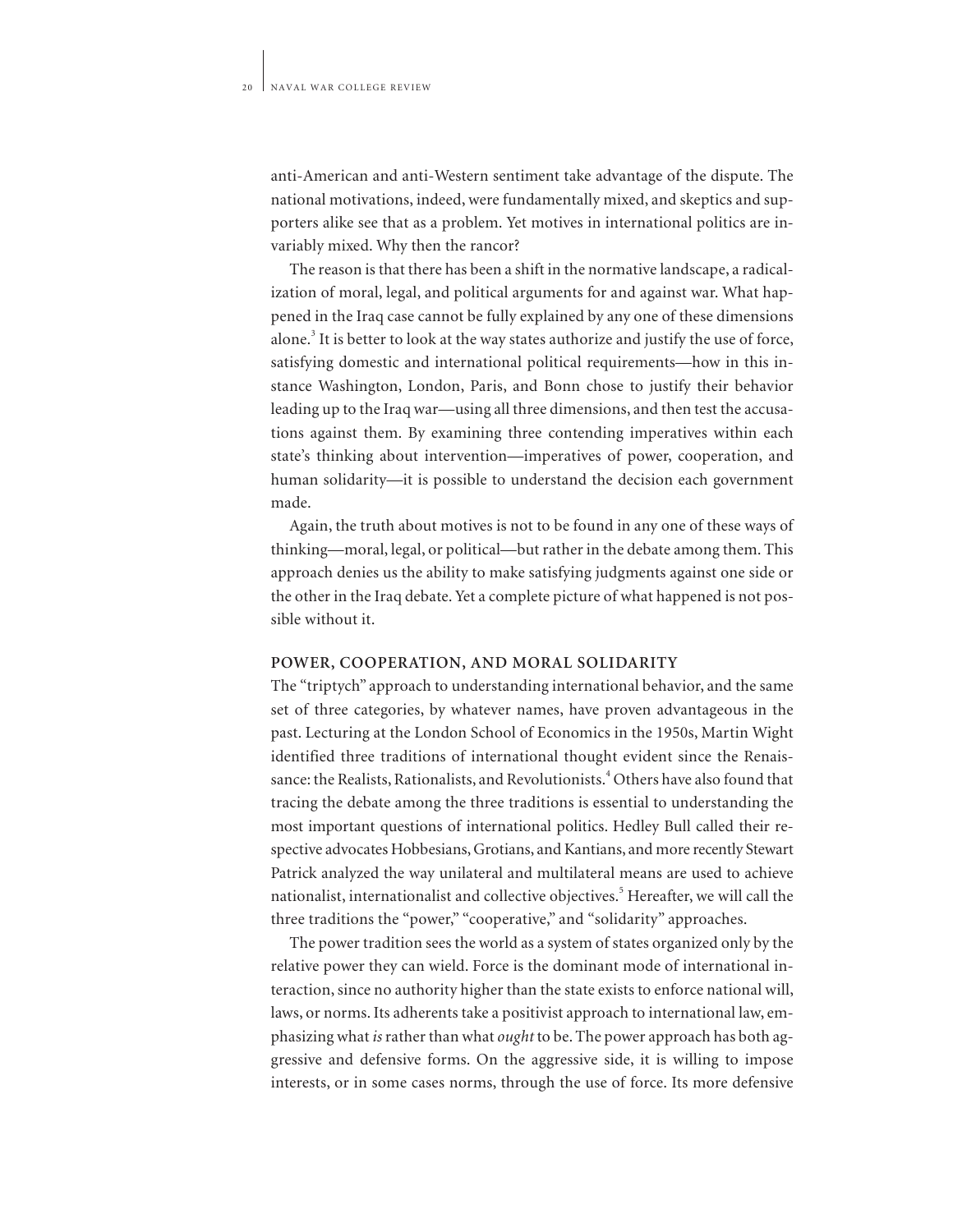anti-American and anti-Western sentiment take advantage of the dispute. The national motivations, indeed, were fundamentally mixed, and skeptics and supporters alike see that as a problem. Yet motives in international politics are invariably mixed. Why then the rancor?

The reason is that there has been a shift in the normative landscape, a radicalization of moral, legal, and political arguments for and against war. What happened in the Iraq case cannot be fully explained by any one of these dimensions alone.[3] It is better to look at the way states authorize and justify the use of force, satisfying domestic and international political requirements—how in this instance Washington, London, Paris, and Bonn chose to justify their behavior leading up to the Iraq war—using all three dimensions, and then test the accusations against them. By examining three contending imperatives within each state's thinking about intervention—imperatives of power, cooperation, and human solidarity—it is possible to understand the decision each government made.

Again, the truth about motives is not to be found in any one of these ways of thinking—moral, legal, or political—but rather in the debate among them. This approach denies us the ability to make satisfying judgments against one side or the other in the Iraq debate. Yet a complete picture of what happened is not possible without it.

## POWER, COOPERATION, AND MORAL SOLIDARITY

The "triptych" approach to understanding international behavior, and the same set of three categories, by whatever names, have proven advantageous in the past. Lecturing at the London School of Economics in the 1950s, Martin Wight identified three traditions of international thought evident since the Renaissance: the Realists, Rationalists, and Revolutionists.[4] Others have also found that tracing the debate among the three traditions is essential to understanding the most important questions of international politics. Hedley Bull called their respective advocates Hobbesians, Grotians, and Kantians, and more recently Stewart Patrick analyzed the way unilateral and multilateral means are used to achieve nationalist, internationalist and collective objectives.[5] Hereafter, we will call the three traditions the "power," "cooperative," and "solidarity" approaches.

The power tradition sees the world as a system of states organized only by the relative power they can wield. Force is the dominant mode of international interaction, since no authority higher than the state exists to enforce national will, laws, or norms. Its adherents take a positivist approach to international law, emphasizing what *is* rather than what *ought* to be. The power approach has both aggressive and defensive forms. On the aggressive side, it is willing to impose interests, or in some cases norms, through the use of force. Its more defensive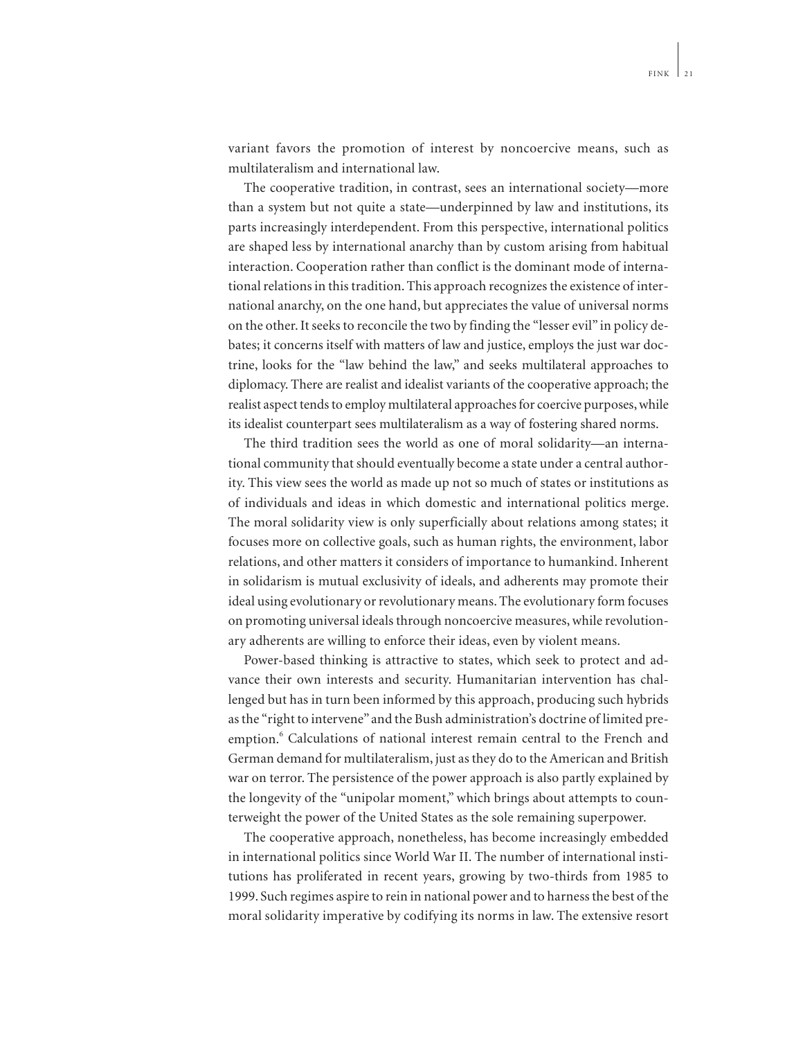variant favors the promotion of interest by noncoercive means, such as multilateralism and international law.

The cooperative tradition, in contrast, sees an international society—more than a system but not quite a state—underpinned by law and institutions, its parts increasingly interdependent. From this perspective, international politics are shaped less by international anarchy than by custom arising from habitual interaction. Cooperation rather than conflict is the dominant mode of international relations in this tradition. This approach recognizes the existence of international anarchy, on the one hand, but appreciates the value of universal norms on the other. It seeks to reconcile the two by finding the "lesser evil" in policy debates; it concerns itself with matters of law and justice, employs the just war doctrine, looks for the "law behind the law," and seeks multilateral approaches to diplomacy. There are realist and idealist variants of the cooperative approach; the realist aspect tends to employ multilateral approaches for coercive purposes, while its idealist counterpart sees multilateralism as a way of fostering shared norms.

The third tradition sees the world as one of moral solidarity—an international community that should eventually become a state under a central authority. This view sees the world as made up not so much of states or institutions as of individuals and ideas in which domestic and international politics merge. The moral solidarity view is only superficially about relations among states; it focuses more on collective goals, such as human rights, the environment, labor relations, and other matters it considers of importance to humankind. Inherent in solidarism is mutual exclusivity of ideals, and adherents may promote their ideal using evolutionary or revolutionary means. The evolutionary form focuses on promoting universal ideals through noncoercive measures, while revolutionary adherents are willing to enforce their ideas, even by violent means.

Power-based thinking is attractive to states, which seek to protect and advance their own interests and security. Humanitarian intervention has challenged but has in turn been informed by this approach, producing such hybrids as the "right to intervene" and the Bush administration's doctrine of limited preemption.[6] Calculations of national interest remain central to the French and German demand for multilateralism, just as they do to the American and British war on terror. The persistence of the power approach is also partly explained by the longevity of the "unipolar moment," which brings about attempts to counterweight the power of the United States as the sole remaining superpower.

The cooperative approach, nonetheless, has become increasingly embedded in international politics since World War II. The number of international institutions has proliferated in recent years, growing by two-thirds from 1985 to 1999. Such regimes aspire to rein in national power and to harness the best of the moral solidarity imperative by codifying its norms in law. The extensive resort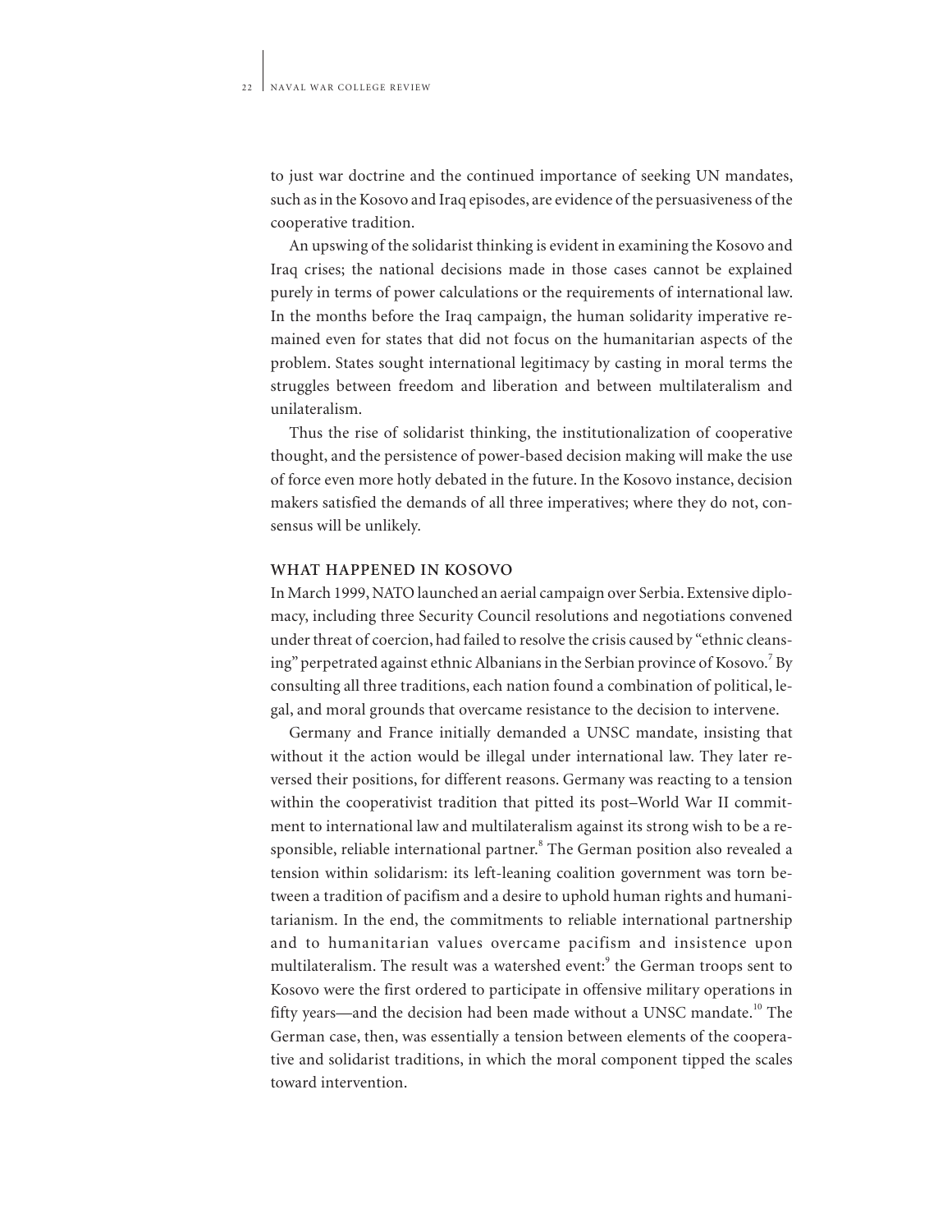to just war doctrine and the continued importance of seeking UN mandates, such as in the Kosovo and Iraq episodes, are evidence of the persuasiveness of the cooperative tradition.

An upswing of the solidarist thinking is evident in examining the Kosovo and Iraq crises; the national decisions made in those cases cannot be explained purely in terms of power calculations or the requirements of international law. In the months before the Iraq campaign, the human solidarity imperative remained even for states that did not focus on the humanitarian aspects of the problem. States sought international legitimacy by casting in moral terms the struggles between freedom and liberation and between multilateralism and unilateralism.

Thus the rise of solidarist thinking, the institutionalization of cooperative thought, and the persistence of power-based decision making will make the use of force even more hotly debated in the future. In the Kosovo instance, decision makers satisfied the demands of all three imperatives; where they do not, consensus will be unlikely.

## WHAT HAPPENED IN KOSOVO

In March 1999, NATO launched an aerial campaign over Serbia. Extensive diplomacy, including three Security Council resolutions and negotiations convened under threat of coercion, had failed to resolve the crisis caused by "ethnic cleansing" perpetrated against ethnic Albanians in the Serbian province of Kosovo.[7] By consulting all three traditions, each nation found a combination of political, legal, and moral grounds that overcame resistance to the decision to intervene.

Germany and France initially demanded a UNSC mandate, insisting that without it the action would be illegal under international law. They later reversed their positions, for different reasons. Germany was reacting to a tension within the cooperativist tradition that pitted its post–World War II commitment to international law and multilateralism against its strong wish to be a responsible, reliable international partner.[8] The German position also revealed a tension within solidarism: its left-leaning coalition government was torn between a tradition of pacifism and a desire to uphold human rights and humanitarianism. In the end, the commitments to reliable international partnership and to humanitarian values overcame pacifism and insistence upon multilateralism. The result was a watershed event:[9] the German troops sent to Kosovo were the first ordered to participate in offensive military operations in fifty years—and the decision had been made without a UNSC mandate.[10] The German case, then, was essentially a tension between elements of the cooperative and solidarist traditions, in which the moral component tipped the scales toward intervention.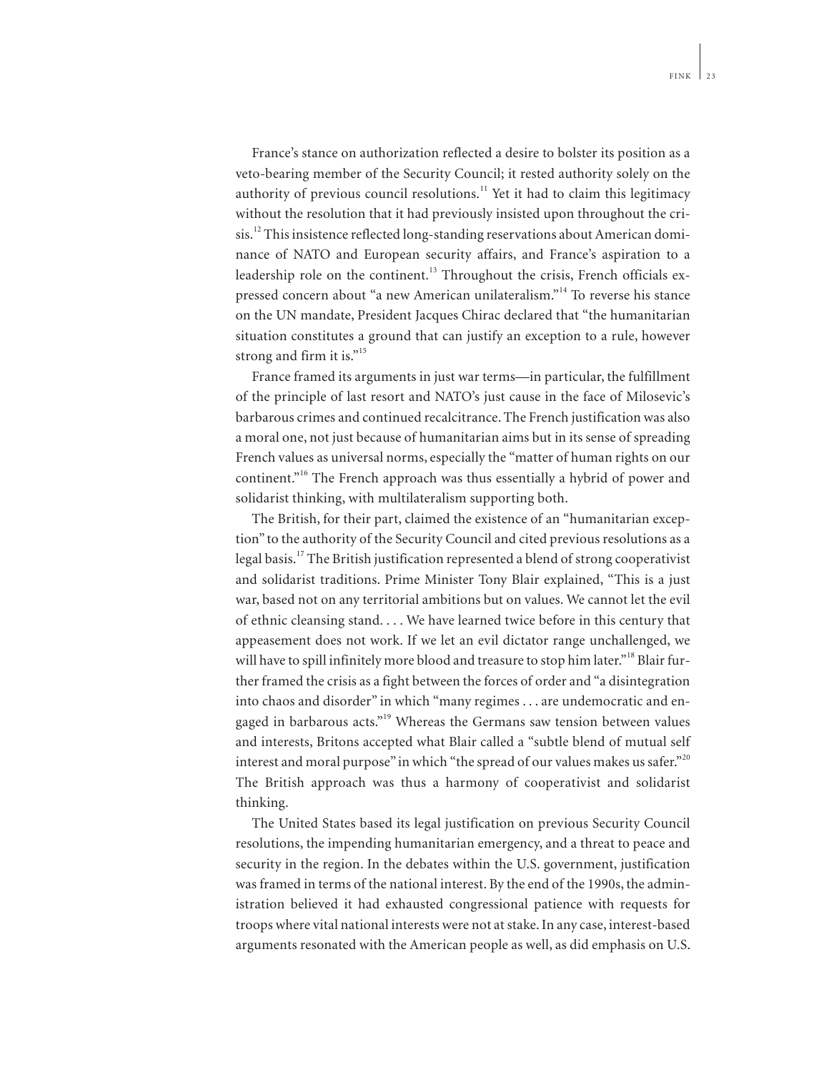France's stance on authorization reflected a desire to bolster its position as a veto-bearing member of the Security Council; it rested authority solely on the authority of previous council resolutions.[11] Yet it had to claim this legitimacy without the resolution that it had previously insisted upon throughout the crisis.[12] This insistence reflected long-standing reservations about American dominance of NATO and European security affairs, and France's aspiration to a leadership role on the continent.[13] Throughout the crisis, French officials expressed concern about "a new American unilateralism."[14] To reverse his stance on the UN mandate, President Jacques Chirac declared that "the humanitarian situation constitutes a ground that can justify an exception to a rule, however strong and firm it is."[15]

France framed its arguments in just war terms—in particular, the fulfillment of the principle of last resort and NATO's just cause in the face of Milosevic's barbarous crimes and continued recalcitrance. The French justification was also a moral one, not just because of humanitarian aims but in its sense of spreading French values as universal norms, especially the "matter of human rights on our continent."[16] The French approach was thus essentially a hybrid of power and solidarist thinking, with multilateralism supporting both.

The British, for their part, claimed the existence of an "humanitarian exception" to the authority of the Security Council and cited previous resolutions as a legal basis.[17] The British justification represented a blend of strong cooperativist and solidarist traditions. Prime Minister Tony Blair explained, "This is a just war, based not on any territorial ambitions but on values. We cannot let the evil of ethnic cleansing stand. . . . We have learned twice before in this century that appeasement does not work. If we let an evil dictator range unchallenged, we will have to spill infinitely more blood and treasure to stop him later."[18] Blair further framed the crisis as a fight between the forces of order and "a disintegration into chaos and disorder" in which "many regimes . . . are undemocratic and engaged in barbarous acts."[19] Whereas the Germans saw tension between values and interests, Britons accepted what Blair called a "subtle blend of mutual self interest and moral purpose" in which "the spread of our values makes us safer."[20] The British approach was thus a harmony of cooperativist and solidarist thinking.

The United States based its legal justification on previous Security Council resolutions, the impending humanitarian emergency, and a threat to peace and security in the region. In the debates within the U.S. government, justification was framed in terms of the national interest. By the end of the 1990s, the administration believed it had exhausted congressional patience with requests for troops where vital national interests were not at stake. In any case, interest-based arguments resonated with the American people as well, as did emphasis on U.S.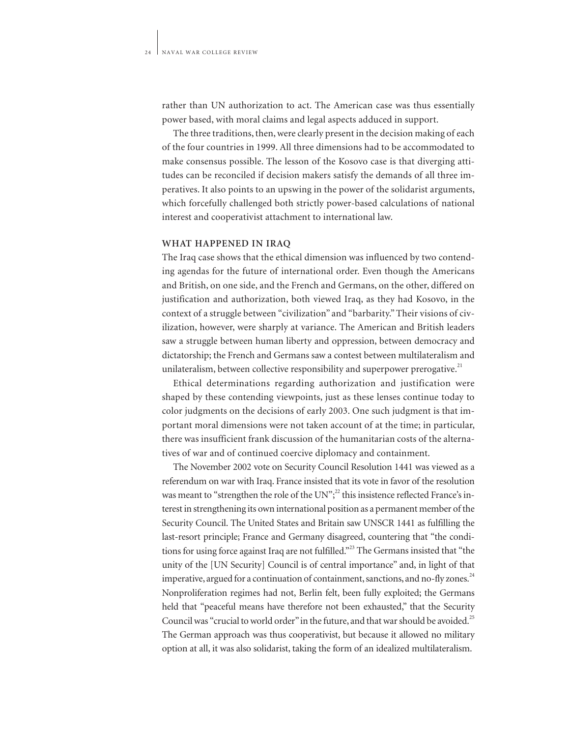rather than UN authorization to act. The American case was thus essentially power based, with moral claims and legal aspects adduced in support.

The three traditions, then, were clearly present in the decision making of each of the four countries in 1999. All three dimensions had to be accommodated to make consensus possible. The lesson of the Kosovo case is that diverging attitudes can be reconciled if decision makers satisfy the demands of all three imperatives. It also points to an upswing in the power of the solidarist arguments, which forcefully challenged both strictly power-based calculations of national interest and cooperativist attachment to international law.

## WHAT HAPPENED IN IRAQ

The Iraq case shows that the ethical dimension was influenced by two contending agendas for the future of international order. Even though the Americans and British, on one side, and the French and Germans, on the other, differed on justification and authorization, both viewed Iraq, as they had Kosovo, in the context of a struggle between "civilization" and "barbarity." Their visions of civilization, however, were sharply at variance. The American and British leaders saw a struggle between human liberty and oppression, between democracy and dictatorship; the French and Germans saw a contest between multilateralism and unilateralism, between collective responsibility and superpower prerogative.[21]

Ethical determinations regarding authorization and justification were shaped by these contending viewpoints, just as these lenses continue today to color judgments on the decisions of early 2003. One such judgment is that important moral dimensions were not taken account of at the time; in particular, there was insufficient frank discussion of the humanitarian costs of the alternatives of war and of continued coercive diplomacy and containment.

The November 2002 vote on Security Council Resolution 1441 was viewed as a referendum on war with Iraq. France insisted that its vote in favor of the resolution was meant to "strengthen the role of the UN";[22] this insistence reflected France's interest in strengthening its own international position as a permanent member of the Security Council. The United States and Britain saw UNSCR 1441 as fulfilling the last-resort principle; France and Germany disagreed, countering that "the conditions for using force against Iraq are not fulfilled."[23] The Germans insisted that "the unity of the [UN Security] Council is of central importance" and, in light of that imperative, argued for a continuation of containment, sanctions, and no-fly zones.[24] Nonproliferation regimes had not, Berlin felt, been fully exploited; the Germans held that "peaceful means have therefore not been exhausted," that the Security Council was "crucial to world order" in the future, and that war should be avoided.[25] The German approach was thus cooperativist, but because it allowed no military option at all, it was also solidarist, taking the form of an idealized multilateralism.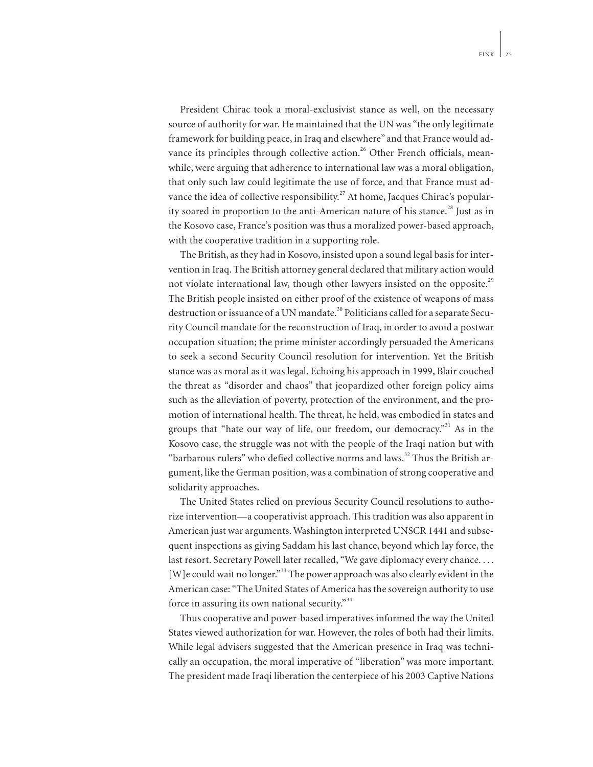President Chirac took a moral-exclusivist stance as well, on the necessary source of authority for war. He maintained that the UN was "the only legitimate framework for building peace, in Iraq and elsewhere" and that France would advance its principles through collective action.[26] Other French officials, meanwhile, were arguing that adherence to international law was a moral obligation, that only such law could legitimate the use of force, and that France must advance the idea of collective responsibility.[27] At home, Jacques Chirac's popularity soared in proportion to the anti-American nature of his stance.[28] Just as in the Kosovo case, France's position was thus a moralized power-based approach, with the cooperative tradition in a supporting role.

The British, as they had in Kosovo, insisted upon a sound legal basis for intervention in Iraq. The British attorney general declared that military action would not violate international law, though other lawyers insisted on the opposite.[29] The British people insisted on either proof of the existence of weapons of mass destruction or issuance of a UN mandate.[30] Politicians called for a separate Security Council mandate for the reconstruction of Iraq, in order to avoid a postwar occupation situation; the prime minister accordingly persuaded the Americans to seek a second Security Council resolution for intervention. Yet the British stance was as moral as it was legal. Echoing his approach in 1999, Blair couched the threat as "disorder and chaos" that jeopardized other foreign policy aims such as the alleviation of poverty, protection of the environment, and the promotion of international health. The threat, he held, was embodied in states and groups that "hate our way of life, our freedom, our democracy."[31] As in the Kosovo case, the struggle was not with the people of the Iraqi nation but with "barbarous rulers" who defied collective norms and laws.[32] Thus the British argument, like the German position, was a combination of strong cooperative and solidarity approaches.

The United States relied on previous Security Council resolutions to authorize intervention—a cooperativist approach. This tradition was also apparent in American just war arguments. Washington interpreted UNSCR 1441 and subsequent inspections as giving Saddam his last chance, beyond which lay force, the last resort. Secretary Powell later recalled, "We gave diplomacy every chance. . . . [W]e could wait no longer."[33] The power approach was also clearly evident in the American case: "The United States of America has the sovereign authority to use force in assuring its own national security."[34]

Thus cooperative and power-based imperatives informed the way the United States viewed authorization for war. However, the roles of both had their limits. While legal advisers suggested that the American presence in Iraq was technically an occupation, the moral imperative of "liberation" was more important. The president made Iraqi liberation the centerpiece of his 2003 Captive Nations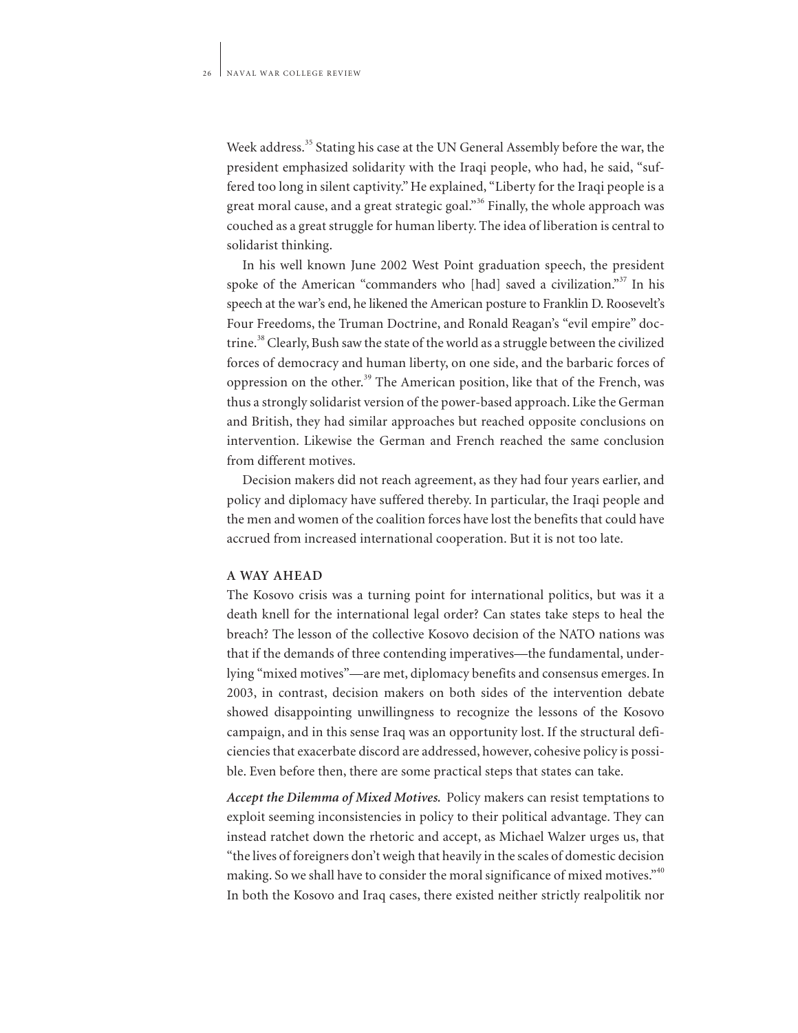Week address.[35] Stating his case at the UN General Assembly before the war, the president emphasized solidarity with the Iraqi people, who had, he said, "suffered too long in silent captivity." He explained, "Liberty for the Iraqi people is a great moral cause, and a great strategic goal."[36] Finally, the whole approach was couched as a great struggle for human liberty. The idea of liberation is central to solidarist thinking.

In his well known June 2002 West Point graduation speech, the president spoke of the American "commanders who [had] saved a civilization."[37] In his speech at the war's end, he likened the American posture to Franklin D. Roosevelt's Four Freedoms, the Truman Doctrine, and Ronald Reagan's "evil empire" doctrine.[38] Clearly, Bush saw the state of the world as a struggle between the civilized forces of democracy and human liberty, on one side, and the barbaric forces of oppression on the other.[39] The American position, like that of the French, was thus a strongly solidarist version of the power-based approach. Like the German and British, they had similar approaches but reached opposite conclusions on intervention. Likewise the German and French reached the same conclusion from different motives.

Decision makers did not reach agreement, as they had four years earlier, and policy and diplomacy have suffered thereby. In particular, the Iraqi people and the men and women of the coalition forces have lost the benefits that could have accrued from increased international cooperation. But it is not too late.

## A WAY AHEAD

The Kosovo crisis was a turning point for international politics, but was it a death knell for the international legal order? Can states take steps to heal the breach? The lesson of the collective Kosovo decision of the NATO nations was that if the demands of three contending imperatives—the fundamental, underlying "mixed motives"—are met, diplomacy benefits and consensus emerges. In 2003, in contrast, decision makers on both sides of the intervention debate showed disappointing unwillingness to recognize the lessons of the Kosovo campaign, and in this sense Iraq was an opportunity lost. If the structural deficiencies that exacerbate discord are addressed, however, cohesive policy is possible. Even before then, there are some practical steps that states can take.

***Accept the Dilemma of Mixed Motives.*** Policy makers can resist temptations to exploit seeming inconsistencies in policy to their political advantage. They can instead ratchet down the rhetoric and accept, as Michael Walzer urges us, that "the lives of foreigners don't weigh that heavily in the scales of domestic decision making. So we shall have to consider the moral significance of mixed motives."[40] In both the Kosovo and Iraq cases, there existed neither strictly realpolitik nor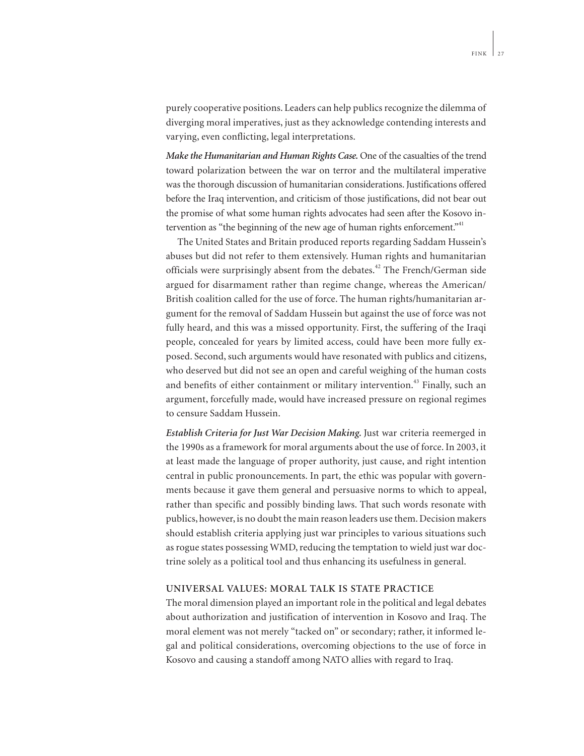purely cooperative positions. Leaders can help publics recognize the dilemma of diverging moral imperatives, just as they acknowledge contending interests and varying, even conflicting, legal interpretations.

***Make the Humanitarian and Human Rights Case.*** One of the casualties of the trend toward polarization between the war on terror and the multilateral imperative was the thorough discussion of humanitarian considerations. Justifications offered before the Iraq intervention, and criticism of those justifications, did not bear out the promise of what some human rights advocates had seen after the Kosovo intervention as "the beginning of the new age of human rights enforcement."[41]

The United States and Britain produced reports regarding Saddam Hussein's abuses but did not refer to them extensively. Human rights and humanitarian officials were surprisingly absent from the debates.[42] The French/German side argued for disarmament rather than regime change, whereas the American/British coalition called for the use of force. The human rights/humanitarian argument for the removal of Saddam Hussein but against the use of force was not fully heard, and this was a missed opportunity. First, the suffering of the Iraqi people, concealed for years by limited access, could have been more fully exposed. Second, such arguments would have resonated with publics and citizens, who deserved but did not see an open and careful weighing of the human costs and benefits of either containment or military intervention.[43] Finally, such an argument, forcefully made, would have increased pressure on regional regimes to censure Saddam Hussein.

***Establish Criteria for Just War Decision Making.*** Just war criteria reemerged in the 1990s as a framework for moral arguments about the use of force. In 2003, it at least made the language of proper authority, just cause, and right intention central in public pronouncements. In part, the ethic was popular with governments because it gave them general and persuasive norms to which to appeal, rather than specific and possibly binding laws. That such words resonate with publics, however, is no doubt the main reason leaders use them. Decision makers should establish criteria applying just war principles to various situations such as rogue states possessing WMD, reducing the temptation to wield just war doctrine solely as a political tool and thus enhancing its usefulness in general.

## UNIVERSAL VALUES: MORAL TALK IS STATE PRACTICE

The moral dimension played an important role in the political and legal debates about authorization and justification of intervention in Kosovo and Iraq. The moral element was not merely "tacked on" or secondary; rather, it informed legal and political considerations, overcoming objections to the use of force in Kosovo and causing a standoff among NATO allies with regard to Iraq.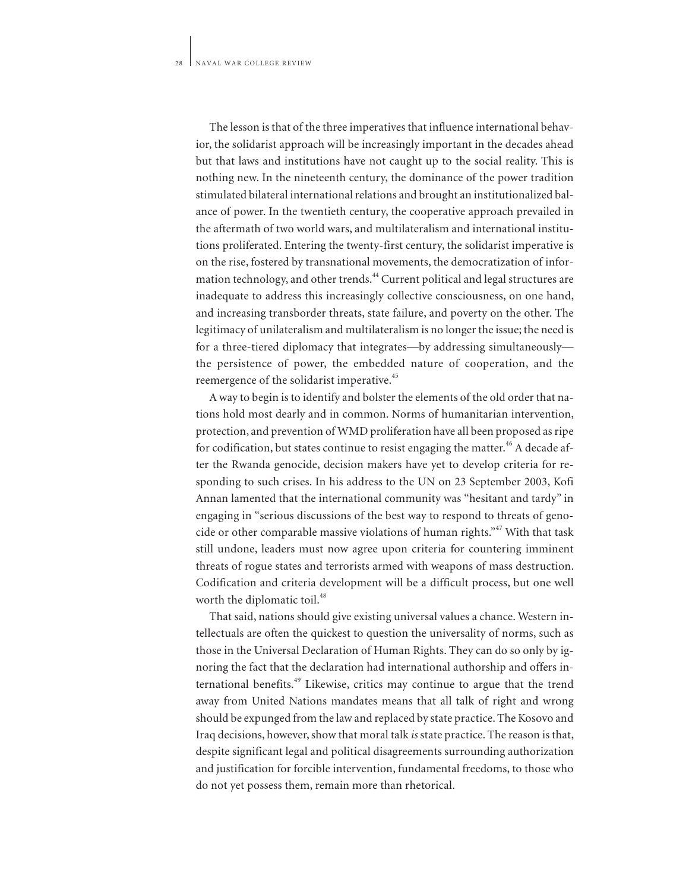The lesson is that of the three imperatives that influence international behavior, the solidarist approach will be increasingly important in the decades ahead but that laws and institutions have not caught up to the social reality. This is nothing new. In the nineteenth century, the dominance of the power tradition stimulated bilateral international relations and brought an institutionalized balance of power. In the twentieth century, the cooperative approach prevailed in the aftermath of two world wars, and multilateralism and international institutions proliferated. Entering the twenty-first century, the solidarist imperative is on the rise, fostered by transnational movements, the democratization of information technology, and other trends.[44] Current political and legal structures are inadequate to address this increasingly collective consciousness, on one hand, and increasing transborder threats, state failure, and poverty on the other. The legitimacy of unilateralism and multilateralism is no longer the issue; the need is for a three-tiered diplomacy that integrates—by addressing simultaneously—the persistence of power, the embedded nature of cooperation, and the reemergence of the solidarist imperative.[45]

A way to begin is to identify and bolster the elements of the old order that nations hold most dearly and in common. Norms of humanitarian intervention, protection, and prevention of WMD proliferation have all been proposed as ripe for codification, but states continue to resist engaging the matter.[46] A decade after the Rwanda genocide, decision makers have yet to develop criteria for responding to such crises. In his address to the UN on 23 September 2003, Kofi Annan lamented that the international community was "hesitant and tardy" in engaging in "serious discussions of the best way to respond to threats of genocide or other comparable massive violations of human rights."[47] With that task still undone, leaders must now agree upon criteria for countering imminent threats of rogue states and terrorists armed with weapons of mass destruction. Codification and criteria development will be a difficult process, but one well worth the diplomatic toil.[48]

That said, nations should give existing universal values a chance. Western intellectuals are often the quickest to question the universality of norms, such as those in the Universal Declaration of Human Rights. They can do so only by ignoring the fact that the declaration had international authorship and offers international benefits.[49] Likewise, critics may continue to argue that the trend away from United Nations mandates means that all talk of right and wrong should be expunged from the law and replaced by state practice. The Kosovo and Iraq decisions, however, show that moral talk *is* state practice. The reason is that, despite significant legal and political disagreements surrounding authorization and justification for forcible intervention, fundamental freedoms, to those who do not yet possess them, remain more than rhetorical.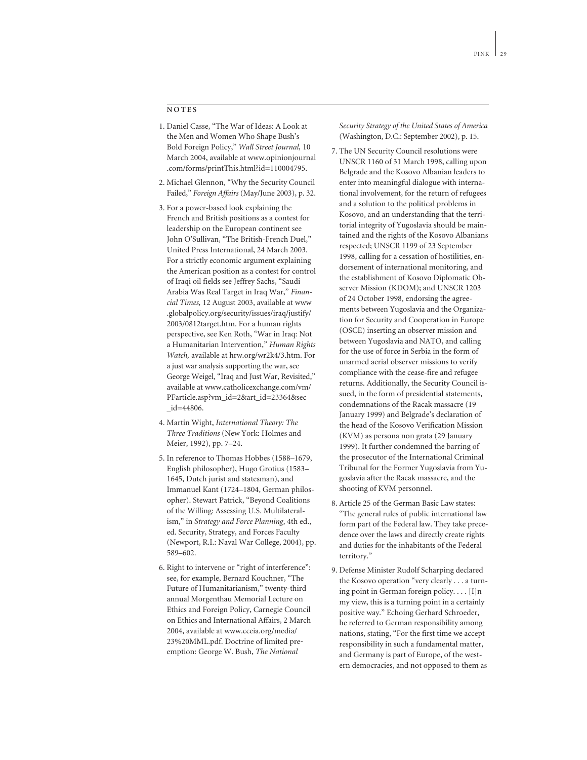## NOTES

1. Daniel Casse, "The War of Ideas: A Look at the Men and Women Who Shape Bush's Bold Foreign Policy," *Wall Street Journal,* 10 March 2004, available at www.opinionjournal.com/forms/printThis.html?id=110004795.

2. Michael Glennon, "Why the Security Council Failed," *Foreign Affairs* (May/June 2003), p. 32.

3. For a power-based look explaining the French and British positions as a contest for leadership on the European continent see John O'Sullivan, "The British-French Duel," United Press International, 24 March 2003. For a strictly economic argument explaining the American position as a contest for control of Iraqi oil fields see Jeffrey Sachs, "Saudi Arabia Was Real Target in Iraq War," *Financial Times,* 12 August 2003, available at www.globalpolicy.org/security/issues/iraq/justify/2003/0812target.htm. For a human rights perspective, see Ken Roth, "War in Iraq: Not a Humanitarian Intervention," *Human Rights Watch,* available at hrw.org/wr2k4/3.htm. For a just war analysis supporting the war, see George Weigel, "Iraq and Just War, Revisited," available at www.catholicexchange.com/vm/PFarticle.asp?vm_id=2&art_id=23364&sec_id=44806.

4. Martin Wight, *International Theory: The Three Traditions* (New York: Holmes and Meier, 1992), pp. 7–24.

5. In reference to Thomas Hobbes (1588–1679, English philosopher), Hugo Grotius (1583–1645, Dutch jurist and statesman), and Immanuel Kant (1724–1804, German philosopher). Stewart Patrick, "Beyond Coalitions of the Willing: Assessing U.S. Multilateralism," in *Strategy and Force Planning*, 4th ed., ed. Security, Strategy, and Forces Faculty (Newport, R.I.: Naval War College, 2004), pp. 589–602.

6. Right to intervene or "right of interference": see, for example, Bernard Kouchner, "The Future of Humanitarianism," twenty-third annual Morgenthau Memorial Lecture on Ethics and Foreign Policy, Carnegie Council on Ethics and International Affairs, 2 March 2004, available at www.cceia.org/media/23%20MML.pdf. Doctrine of limited preemption: George W. Bush, *The National Security Strategy of the United States of America* (Washington, D.C.: September 2002), p. 15.

7. The UN Security Council resolutions were UNSCR 1160 of 31 March 1998, calling upon Belgrade and the Kosovo Albanian leaders to enter into meaningful dialogue with international involvement, for the return of refugees and a solution to the political problems in Kosovo, and an understanding that the territorial integrity of Yugoslavia should be maintained and the rights of the Kosovo Albanians respected; UNSCR 1199 of 23 September 1998, calling for a cessation of hostilities, endorsement of international monitoring, and the establishment of Kosovo Diplomatic Observer Mission (KDOM); and UNSCR 1203 of 24 October 1998, endorsing the agreements between Yugoslavia and the Organization for Security and Cooperation in Europe (OSCE) inserting an observer mission and between Yugoslavia and NATO, and calling for the use of force in Serbia in the form of unarmed aerial observer missions to verify compliance with the cease-fire and refugee returns. Additionally, the Security Council issued, in the form of presidential statements, condemnations of the Racak massacre (19 January 1999) and Belgrade's declaration of the head of the Kosovo Verification Mission (KVM) as persona non grata (29 January 1999). It further condemned the barring of the prosecutor of the International Criminal Tribunal for the Former Yugoslavia from Yugoslavia after the Racak massacre, and the shooting of KVM personnel.

8. Article 25 of the German Basic Law states: "The general rules of public international law form part of the Federal law. They take precedence over the laws and directly create rights and duties for the inhabitants of the Federal territory."

9. Defense Minister Rudolf Scharping declared the Kosovo operation "very clearly . . . a turning point in German foreign policy. . . . [I]n my view, this is a turning point in a certainly positive way." Echoing Gerhard Schroeder, he referred to German responsibility among nations, stating, "For the first time we accept responsibility in such a fundamental matter, and Germany is part of Europe, of the western democracies, and not opposed to them as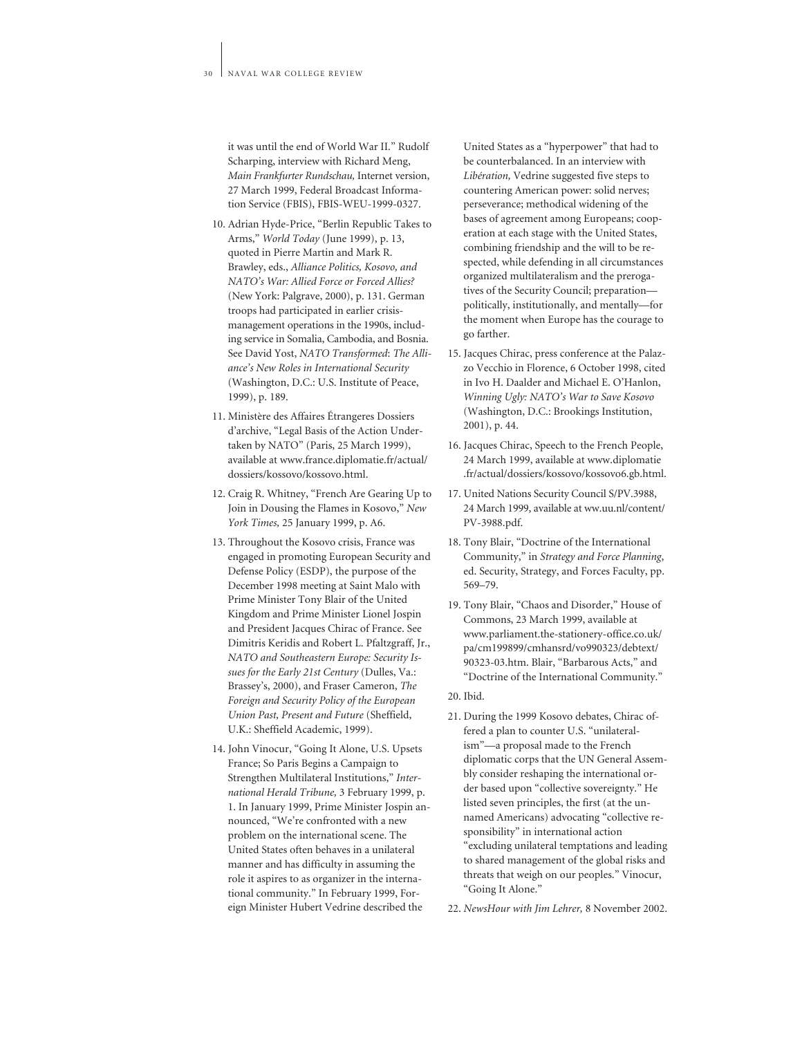it was until the end of World War II." Rudolf Scharping, interview with Richard Meng, *Main Frankfurter Rundschau,* Internet version, 27 March 1999, Federal Broadcast Information Service (FBIS), FBIS-WEU-1999-0327.

10. Adrian Hyde-Price, "Berlin Republic Takes to Arms," *World Today* (June 1999), p. 13, quoted in Pierre Martin and Mark R. Brawley, eds., *Alliance Politics, Kosovo, and NATO's War: Allied Force or Forced Allies?* (New York: Palgrave, 2000), p. 131. German troops had participated in earlier crisis-management operations in the 1990s, including service in Somalia, Cambodia, and Bosnia. See David Yost, *NATO Transformed: The Alliance's New Roles in International Security* (Washington, D.C.: U.S. Institute of Peace, 1999), p. 189.

11. Ministère des Affaires Étrangeres Dossiers d'archive, "Legal Basis of the Action Undertaken by NATO" (Paris, 25 March 1999), available at www.france.diplomatie.fr/actual/dossiers/kossovo/kossovo.html.

12. Craig R. Whitney, "French Are Gearing Up to Join in Dousing the Flames in Kosovo," *New York Times,* 25 January 1999, p. A6.

13. Throughout the Kosovo crisis, France was engaged in promoting European Security and Defense Policy (ESDP), the purpose of the December 1998 meeting at Saint Malo with Prime Minister Tony Blair of the United Kingdom and Prime Minister Lionel Jospin and President Jacques Chirac of France. See Dimitris Keridis and Robert L. Pfaltzgraff, Jr., *NATO and Southeastern Europe: Security Issues for the Early 21st Century* (Dulles, Va.: Brassey's, 2000), and Fraser Cameron, *The Foreign and Security Policy of the European Union Past, Present and Future* (Sheffield, U.K.: Sheffield Academic, 1999).

14. John Vinocur, "Going It Alone, U.S. Upsets France; So Paris Begins a Campaign to Strengthen Multilateral Institutions," *International Herald Tribune,* 3 February 1999, p. 1. In January 1999, Prime Minister Jospin announced, "We're confronted with a new problem on the international scene. The United States often behaves in a unilateral manner and has difficulty in assuming the role it aspires to as organizer in the international community." In February 1999, Foreign Minister Hubert Vedrine described the United States as a "hyperpower" that had to be counterbalanced. In an interview with *Libération,* Vedrine suggested five steps to countering American power: solid nerves; perseverance; methodical widening of the bases of agreement among Europeans; cooperation at each stage with the United States, combining friendship and the will to be respected, while defending in all circumstances organized multilateralism and the prerogatives of the Security Council; preparation—politically, institutionally, and mentally—for the moment when Europe has the courage to go farther.

15. Jacques Chirac, press conference at the Palazzo Vecchio in Florence, 6 October 1998, cited in Ivo H. Daalder and Michael E. O'Hanlon, *Winning Ugly: NATO's War to Save Kosovo* (Washington, D.C.: Brookings Institution, 2001), p. 44.

16. Jacques Chirac, Speech to the French People, 24 March 1999, available at www.diplomatie.fr/actual/dossiers/kossovo/kossovo6.gb.html.

17. United Nations Security Council S/PV.3988, 24 March 1999, available at ww.uu.nl/content/PV-3988.pdf.

18. Tony Blair, "Doctrine of the International Community," in *Strategy and Force Planning*, ed. Security, Strategy, and Forces Faculty, pp. 569–79.

19. Tony Blair, "Chaos and Disorder," House of Commons, 23 March 1999, available at www.parliament.the-stationery-office.co.uk/pa/cm199899/cmhansrd/vo990323/debtext/90323-03.htm. Blair, "Barbarous Acts," and "Doctrine of the International Community."

20. Ibid.

21. During the 1999 Kosovo debates, Chirac offered a plan to counter U.S. "unilateralism"—a proposal made to the French diplomatic corps that the UN General Assembly consider reshaping the international order based upon "collective sovereignty." He listed seven principles, the first (at the unnamed Americans) advocating "collective responsibility" in international action "excluding unilateral temptations and leading to shared management of the global risks and threats that weigh on our peoples." Vinocur, "Going It Alone."

22. *NewsHour with Jim Lehrer,* 8 November 2002.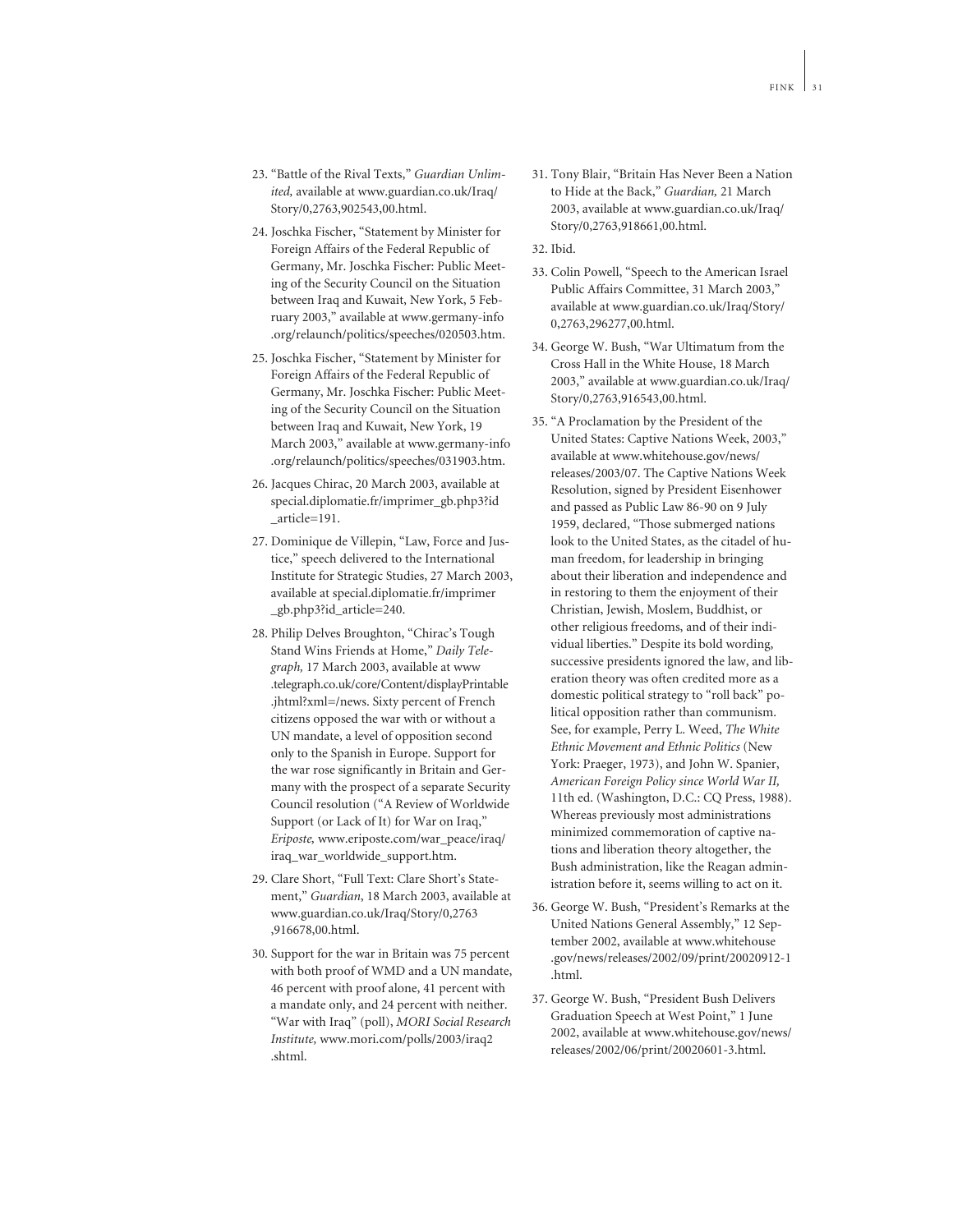23. "Battle of the Rival Texts," *Guardian Unlimited,* available at www.guardian.co.uk/Iraq/Story/0,2763,902543,00.html.

24. Joschka Fischer, "Statement by Minister for Foreign Affairs of the Federal Republic of Germany, Mr. Joschka Fischer: Public Meeting of the Security Council on the Situation between Iraq and Kuwait, New York, 5 February 2003," available at www.germany-info.org/relaunch/politics/speeches/020503.htm.

25. Joschka Fischer, "Statement by Minister for Foreign Affairs of the Federal Republic of Germany, Mr. Joschka Fischer: Public Meeting of the Security Council on the Situation between Iraq and Kuwait, New York, 19 March 2003," available at www.germany-info.org/relaunch/politics/speeches/031903.htm.

26. Jacques Chirac, 20 March 2003, available at special.diplomatie.fr/imprimer_gb.php3?id_article=191.

27. Dominique de Villepin, "Law, Force and Justice," speech delivered to the International Institute for Strategic Studies, 27 March 2003, available at special.diplomatie.fr/imprimer_gb.php3?id_article=240.

28. Philip Delves Broughton, "Chirac's Tough Stand Wins Friends at Home," *Daily Telegraph,* 17 March 2003, available at www.telegraph.co.uk/core/Content/displayPrintable.jhtml?xml=/news. Sixty percent of French citizens opposed the war with or without a UN mandate, a level of opposition second only to the Spanish in Europe. Support for the war rose significantly in Britain and Germany with the prospect of a separate Security Council resolution ("A Review of Worldwide Support (or Lack of It) for War on Iraq," *Eriposte,* www.eriposte.com/war_peace/iraq/iraq_war_worldwide_support.htm.

29. Clare Short, "Full Text: Clare Short's Statement," *Guardian*, 18 March 2003, available at www.guardian.co.uk/Iraq/Story/0,2763,916678,00.html.

30. Support for the war in Britain was 75 percent with both proof of WMD and a UN mandate, 46 percent with proof alone, 41 percent with a mandate only, and 24 percent with neither. "War with Iraq" (poll), *MORI Social Research Institute,* www.mori.com/polls/2003/iraq2.shtml.

31. Tony Blair, "Britain Has Never Been a Nation to Hide at the Back," *Guardian,* 21 March 2003, available at www.guardian.co.uk/Iraq/Story/0,2763,918661,00.html.

32. Ibid.

33. Colin Powell, "Speech to the American Israel Public Affairs Committee, 31 March 2003," available at www.guardian.co.uk/Iraq/Story/0,2763,296277,00.html.

34. George W. Bush, "War Ultimatum from the Cross Hall in the White House, 18 March 2003," available at www.guardian.co.uk/Iraq/Story/0,2763,916543,00.html.

35. "A Proclamation by the President of the United States: Captive Nations Week, 2003," available at www.whitehouse.gov/news/releases/2003/07. The Captive Nations Week Resolution, signed by President Eisenhower and passed as Public Law 86-90 on 9 July 1959, declared, "Those submerged nations look to the United States, as the citadel of human freedom, for leadership in bringing about their liberation and independence and in restoring to them the enjoyment of their Christian, Jewish, Moslem, Buddhist, or other religious freedoms, and of their individual liberties." Despite its bold wording, successive presidents ignored the law, and liberation theory was often credited more as a domestic political strategy to "roll back" political opposition rather than communism. See, for example, Perry L. Weed, *The White Ethnic Movement and Ethnic Politics* (New York: Praeger, 1973), and John W. Spanier, *American Foreign Policy since World War II,* 11th ed. (Washington, D.C.: CQ Press, 1988). Whereas previously most administrations minimized commemoration of captive nations and liberation theory altogether, the Bush administration, like the Reagan administration before it, seems willing to act on it.

36. George W. Bush, "President's Remarks at the United Nations General Assembly," 12 September 2002, available at www.whitehouse.gov/news/releases/2002/09/print/20020912-1.html.

37. George W. Bush, "President Bush Delivers Graduation Speech at West Point," 1 June 2002, available at www.whitehouse.gov/news/releases/2002/06/print/20020601-3.html.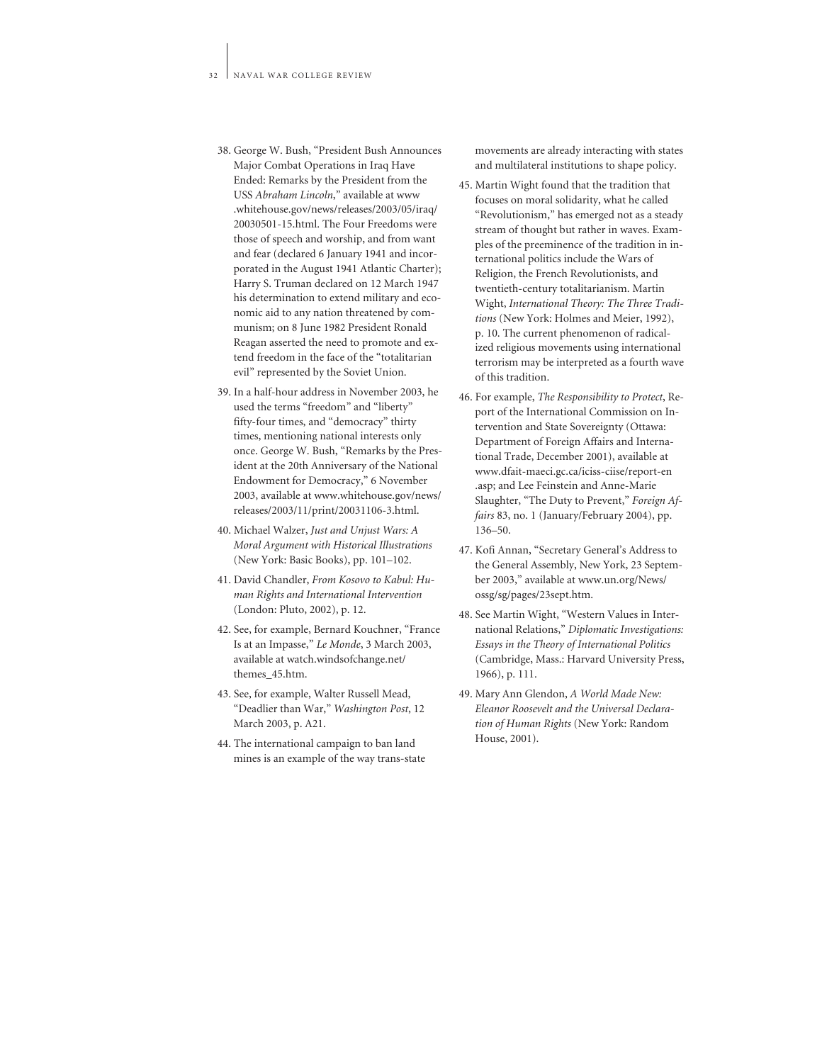38. George W. Bush, "President Bush Announces Major Combat Operations in Iraq Have Ended: Remarks by the President from the USS *Abraham Lincoln*," available at www.whitehouse.gov/news/releases/2003/05/iraq/20030501-15.html. The Four Freedoms were those of speech and worship, and from want and fear (declared 6 January 1941 and incorporated in the August 1941 Atlantic Charter); Harry S. Truman declared on 12 March 1947 his determination to extend military and economic aid to any nation threatened by communism; on 8 June 1982 President Ronald Reagan asserted the need to promote and extend freedom in the face of the "totalitarian evil" represented by the Soviet Union.

39. In a half-hour address in November 2003, he used the terms "freedom" and "liberty" fifty-four times, and "democracy" thirty times, mentioning national interests only once. George W. Bush, "Remarks by the President at the 20th Anniversary of the National Endowment for Democracy," 6 November 2003, available at www.whitehouse.gov/news/releases/2003/11/print/20031106-3.html.

40. Michael Walzer, *Just and Unjust Wars: A Moral Argument with Historical Illustrations* (New York: Basic Books), pp. 101–102.

41. David Chandler, *From Kosovo to Kabul: Human Rights and International Intervention* (London: Pluto, 2002), p. 12.

42. See, for example, Bernard Kouchner, "France Is at an Impasse," *Le Monde*, 3 March 2003, available at watch.windsofchange.net/themes_45.htm.

43. See, for example, Walter Russell Mead, "Deadlier than War," *Washington Post*, 12 March 2003, p. A21.

44. The international campaign to ban land mines is an example of the way trans-state movements are already interacting with states and multilateral institutions to shape policy.

45. Martin Wight found that the tradition that focuses on moral solidarity, what he called "Revolutionism," has emerged not as a steady stream of thought but rather in waves. Examples of the preeminence of the tradition in international politics include the Wars of Religion, the French Revolutionists, and twentieth-century totalitarianism. Martin Wight, *International Theory: The Three Traditions* (New York: Holmes and Meier, 1992), p. 10. The current phenomenon of radicalized religious movements using international terrorism may be interpreted as a fourth wave of this tradition.

46. For example, *The Responsibility to Protect*, Report of the International Commission on Intervention and State Sovereignty (Ottawa: Department of Foreign Affairs and International Trade, December 2001), available at www.dfait-maeci.gc.ca/iciss-ciise/report-en.asp; and Lee Feinstein and Anne-Marie Slaughter, "The Duty to Prevent," *Foreign Affairs* 83, no. 1 (January/February 2004), pp. 136–50.

47. Kofi Annan, "Secretary General's Address to the General Assembly, New York, 23 September 2003," available at www.un.org/News/ossg/sg/pages/23sept.htm.

48. See Martin Wight, "Western Values in International Relations," *Diplomatic Investigations: Essays in the Theory of International Politics* (Cambridge, Mass.: Harvard University Press, 1966), p. 111.

49. Mary Ann Glendon, *A World Made New: Eleanor Roosevelt and the Universal Declaration of Human Rights* (New York: Random House, 2001).